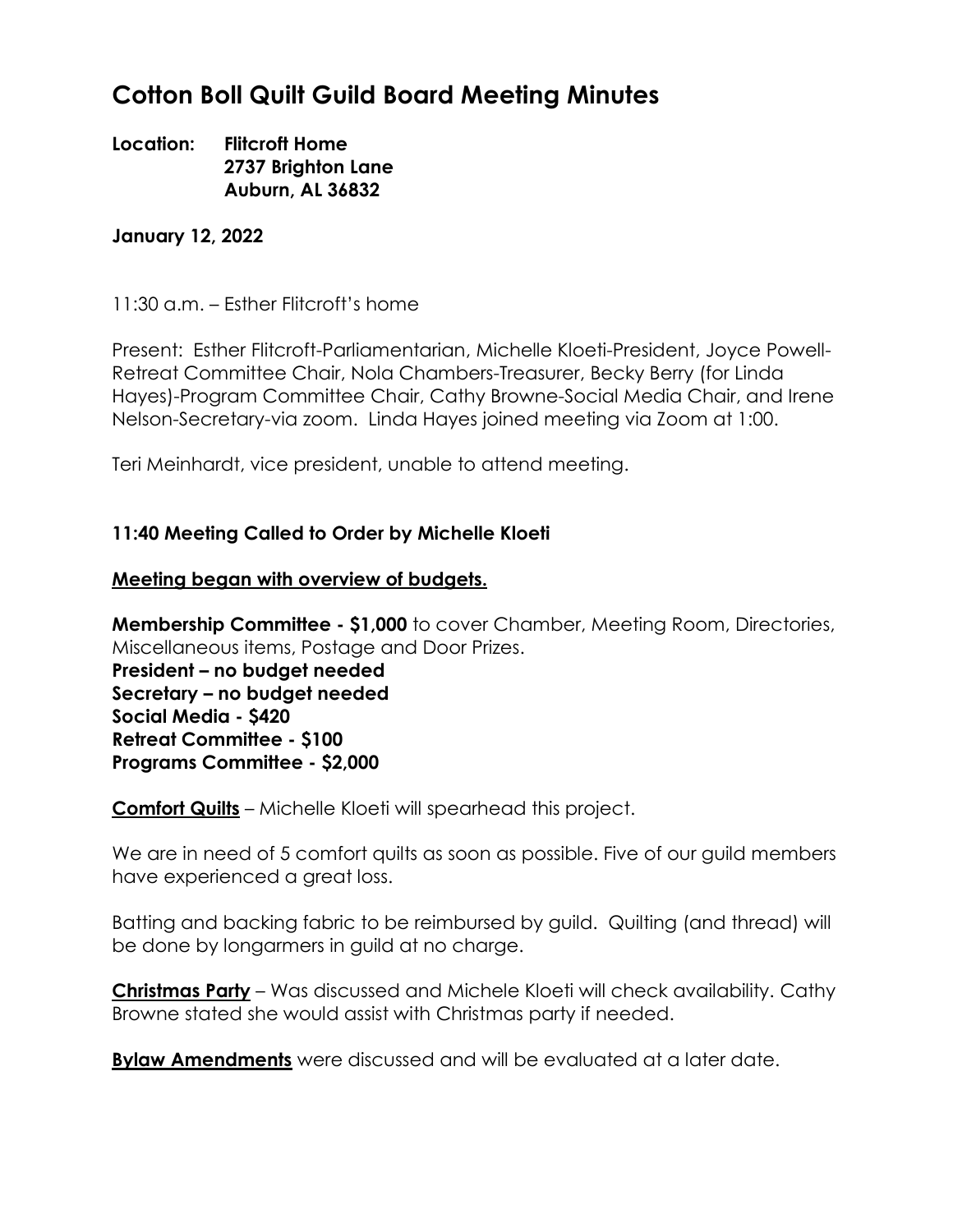# Cotton Boll Quilt Guild Board Meeting Minutes

**Location: Flitcroft Home**
**2737 Brighton Lane**
**Auburn, AL 36832**

**January 12, 2022**

11:30 a.m. – Esther Flitcroft's home

Present: Esther Flitcroft-Parliamentarian, Michelle Kloeti-President, Joyce Powell-Retreat Committee Chair, Nola Chambers-Treasurer, Becky Berry (for Linda Hayes)-Program Committee Chair, Cathy Browne-Social Media Chair, and Irene Nelson-Secretary-via zoom. Linda Hayes joined meeting via Zoom at 1:00.

Teri Meinhardt, vice president, unable to attend meeting.

**11:40 Meeting Called to Order by Michelle Kloeti**

**<u>Meeting began with overview of budgets.</u>**

**Membership Committee - $1,000** to cover Chamber, Meeting Room, Directories, Miscellaneous items, Postage and Door Prizes.
**President – no budget needed**
**Secretary – no budget needed**
**Social Media - $420**
**Retreat Committee - $100**
**Programs Committee - $2,000**

**<u>Comfort Quilts</u>** – Michelle Kloeti will spearhead this project.

We are in need of 5 comfort quilts as soon as possible. Five of our guild members have experienced a great loss.

Batting and backing fabric to be reimbursed by guild. Quilting (and thread) will be done by longarmers in guild at no charge.

**<u>Christmas Party</u>** – Was discussed and Michele Kloeti will check availability. Cathy Browne stated she would assist with Christmas party if needed.

**<u>Bylaw Amendments</u>** were discussed and will be evaluated at a later date.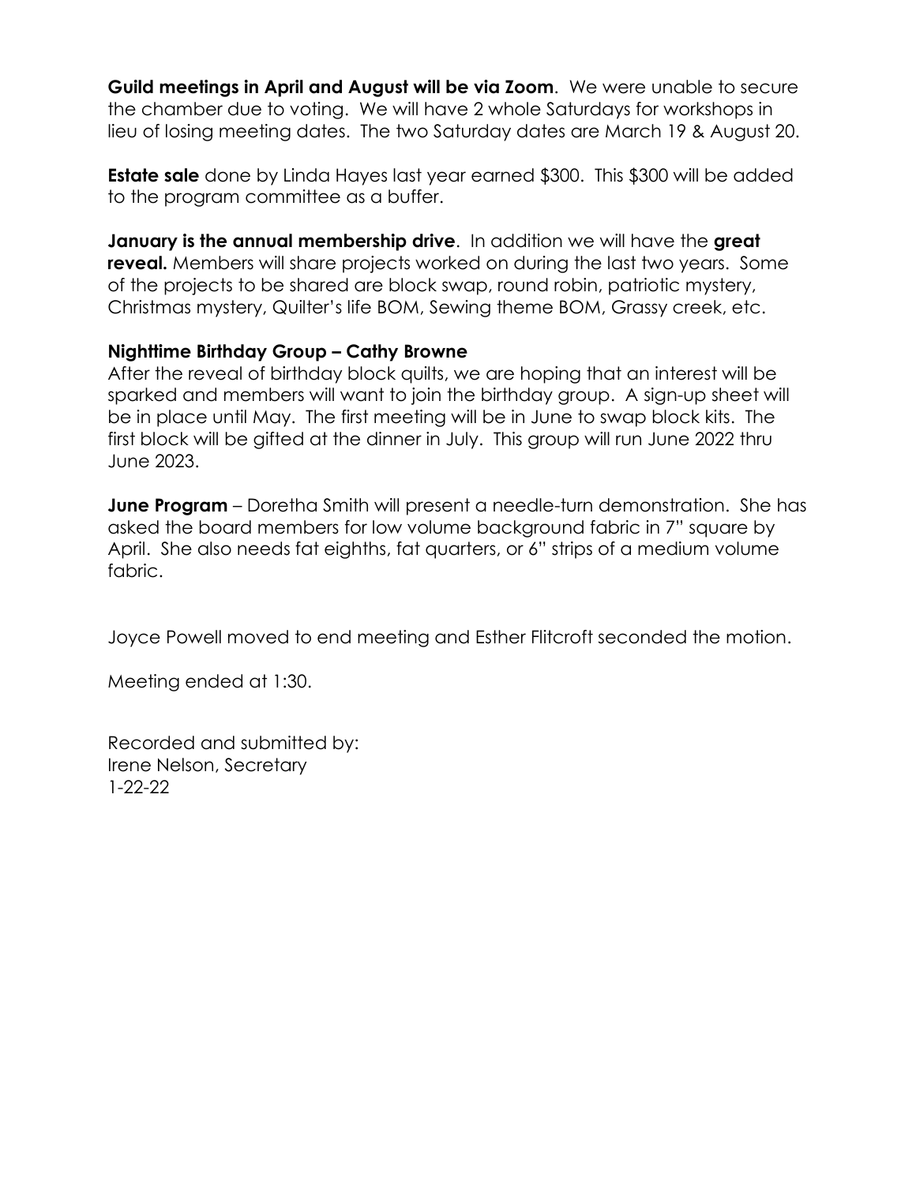**Guild meetings in April and August will be via Zoom**. We were unable to secure the chamber due to voting. We will have 2 whole Saturdays for workshops in lieu of losing meeting dates. The two Saturday dates are March 19 & August 20.

**Estate sale** done by Linda Hayes last year earned $300. This $300 will be added to the program committee as a buffer.

**January is the annual membership drive**. In addition we will have the **great reveal.** Members will share projects worked on during the last two years. Some of the projects to be shared are block swap, round robin, patriotic mystery, Christmas mystery, Quilter's life BOM, Sewing theme BOM, Grassy creek, etc.

**Nighttime Birthday Group – Cathy Browne**
After the reveal of birthday block quilts, we are hoping that an interest will be sparked and members will want to join the birthday group. A sign-up sheet will be in place until May. The first meeting will be in June to swap block kits. The first block will be gifted at the dinner in July. This group will run June 2022 thru June 2023.

**June Program** – Doretha Smith will present a needle-turn demonstration. She has asked the board members for low volume background fabric in 7" square by April. She also needs fat eighths, fat quarters, or 6" strips of a medium volume fabric.

Joyce Powell moved to end meeting and Esther Flitcroft seconded the motion.

Meeting ended at 1:30.

Recorded and submitted by:
Irene Nelson, Secretary
1-22-22